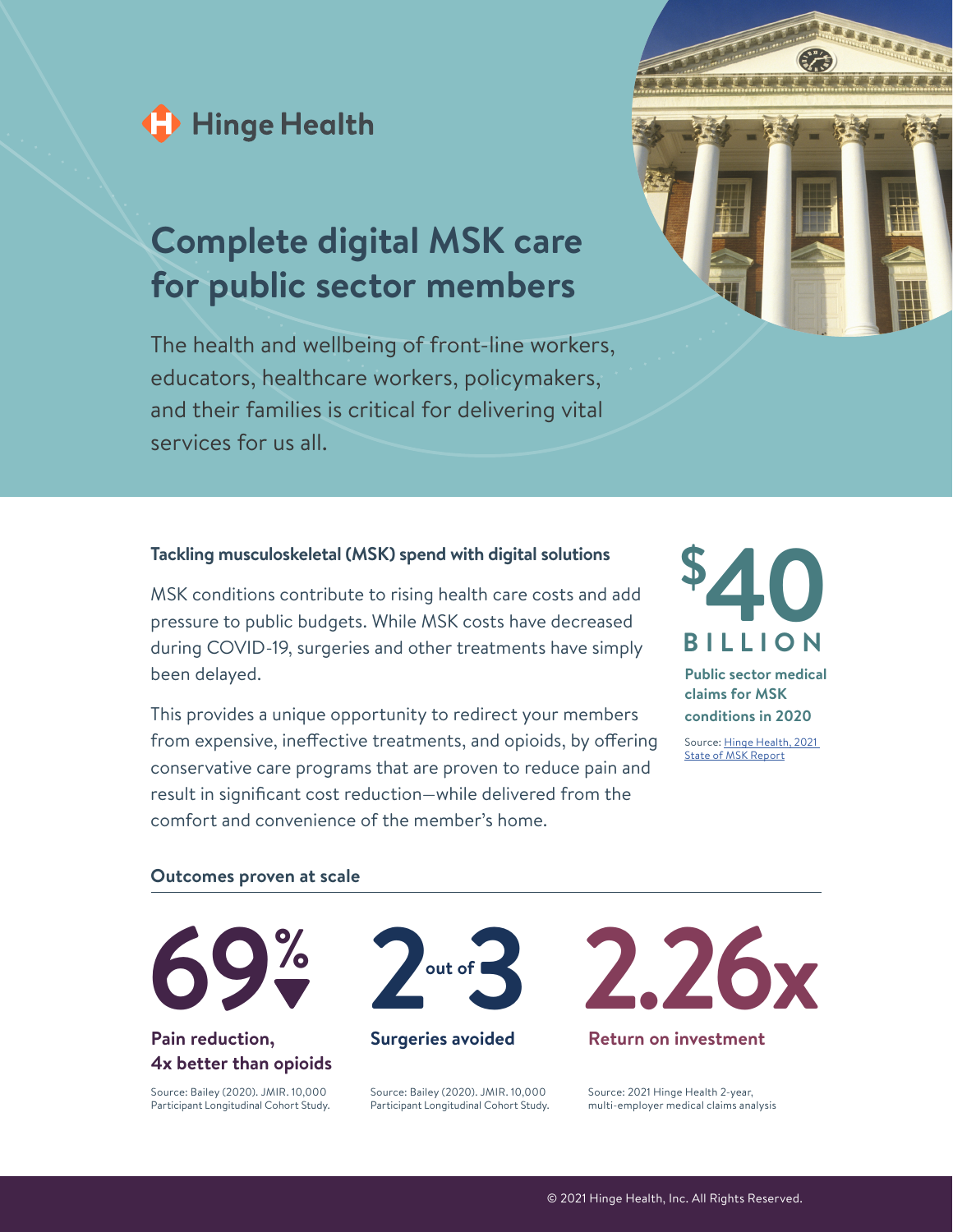Hinge Health

# Complete digital MSK care for public sector members

The health and wellbeing of front-line workers, educators, healthcare workers, policymakers, and their families is critical for delivering vital services for us all.

### Tackling musculoskeletal (MSK) spend with digital solutions

MSK conditions contribute to rising health care costs and add pressure to public budgets. While MSK costs have decreased during COVID-19, surgeries and other treatments have simply been delayed.

This provides a unique opportunity to redirect your members from expensive, ineffective treatments, and opioids, by offering conservative care programs that are proven to reduce pain and result in significant cost reduction—while delivered from the comfort and convenience of the member's home.

**$40 BILLION**

**Public sector medical claims for MSK conditions in 2020**

Source: Hinge Health, 2021 State of MSK Report

### Outcomes proven at scale

**69% ▼**

**Pain reduction, 4x better than opioids**

Source: Bailey (2020). JMIR. 10,000 Participant Longitudinal Cohort Study.

**2 out of 3**

**Surgeries avoided**

Source: Bailey (2020). JMIR. 10,000 Participant Longitudinal Cohort Study.

**2.26x**

**Return on investment**

Source: 2021 Hinge Health 2-year, multi-employer medical claims analysis

© 2021 Hinge Health, Inc. All Rights Reserved.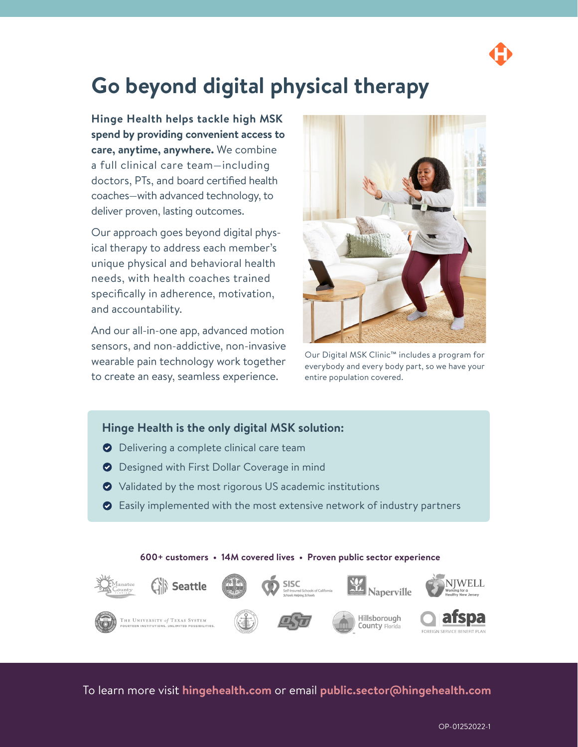# Go beyond digital physical therapy

**Hinge Health helps tackle high MSK spend by providing convenient access to care, anytime, anywhere.** We combine a full clinical care team—including doctors, PTs, and board certified health coaches—with advanced technology, to deliver proven, lasting outcomes.

Our approach goes beyond digital physical therapy to address each member's unique physical and behavioral health needs, with health coaches trained specifically in adherence, motivation, and accountability.

And our all-in-one app, advanced motion sensors, and non-addictive, non-invasive wearable pain technology work together to create an easy, seamless experience.

Our Digital MSK Clinic™ includes a program for everybody and every body part, so we have your entire population covered.

## Hinge Health is the only digital MSK solution:

- Delivering a complete clinical care team
- Designed with First Dollar Coverage in mind
- Validated by the most rigorous US academic institutions
- Easily implemented with the most extensive network of industry partners

**600+ customers • 14M covered lives • Proven public sector experience**

Manatee County Florida · Seattle · SISC Self-Insured Schools of California Schools Helping Schools · Naperville · NJWELL Working for a Healthy New Jersey · The University of Texas System Fourteen Institutions. Unlimited Possibilities. · OSU · Hillsborough County Florida · afspa Foreign Service Benefit Plan

To learn more visit **hingehealth.com** or email **public.sector@hingehealth.com**

OP-01252022-1